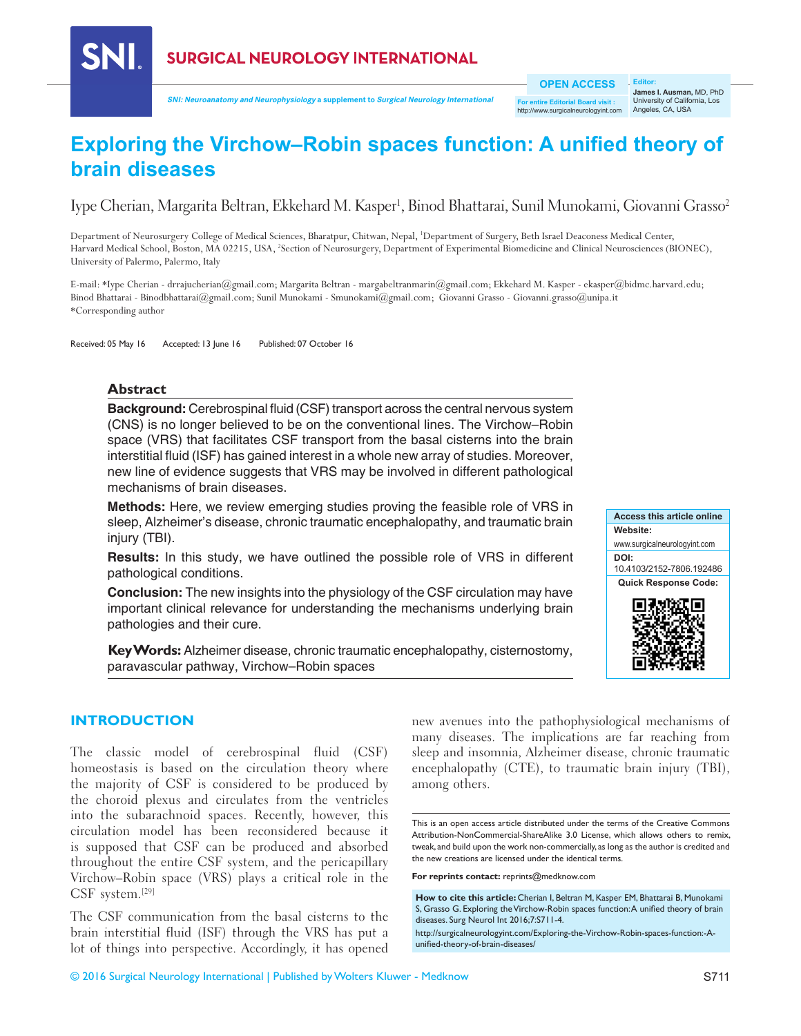# Exploring the Virchow–Robin spaces function: A unified theory of brain diseases

Iype Cherian, Margarita Beltran, Ekkehard M. Kasper[1], Binod Bhattarai, Sunil Munokami, Giovanni Grasso[2]

Department of Neurosurgery College of Medical Sciences, Bharatpur, Chitwan, Nepal, [1]Department of Surgery, Beth Israel Deaconess Medical Center, Harvard Medical School, Boston, MA 02215, USA, [2]Section of Neurosurgery, Department of Experimental Biomedicine and Clinical Neurosciences (BIONEC), University of Palermo, Palermo, Italy

E-mail: *Iype Cherian - drrajucherian@gmail.com; Margarita Beltran - margabeltranmarin@gmail.com; Ekkehard M. Kasper - ekasper@bidmc.harvard.edu; Binod Bhattarai - Binodbhattarai@gmail.com; Sunil Munokami - Smunokami@gmail.com; Giovanni Grasso - Giovanni.grasso@unipa.it
*Corresponding author

Received: 05 May 16 Accepted: 13 June 16 Published: 07 October 16

## Abstract

**Background:** Cerebrospinal fluid (CSF) transport across the central nervous system (CNS) is no longer believed to be on the conventional lines. The Virchow–Robin space (VRS) that facilitates CSF transport from the basal cisterns into the brain interstitial fluid (ISF) has gained interest in a whole new array of studies. Moreover, new line of evidence suggests that VRS may be involved in different pathological mechanisms of brain diseases.

**Methods:** Here, we review emerging studies proving the feasible role of VRS in sleep, Alzheimer's disease, chronic traumatic encephalopathy, and traumatic brain injury (TBI).

**Results:** In this study, we have outlined the possible role of VRS in different pathological conditions.

**Conclusion:** The new insights into the physiology of the CSF circulation may have important clinical relevance for understanding the mechanisms underlying brain pathologies and their cure.

**Key Words:** Alzheimer disease, chronic traumatic encephalopathy, cisternostomy, paravascular pathway, Virchow–Robin spaces

Access this article online
Website: www.surgicalneurologyint.com
DOI: 10.4103/2152-7806.192486
Quick Response Code:

## INTRODUCTION

The classic model of cerebrospinal fluid (CSF) homeostasis is based on the circulation theory where the majority of CSF is considered to be produced by the choroid plexus and circulates from the ventricles into the subarachnoid spaces. Recently, however, this circulation model has been reconsidered because it is supposed that CSF can be produced and absorbed throughout the entire CSF system, and the pericapillary Virchow–Robin space (VRS) plays a critical role in the CSF system.[29]

The CSF communication from the basal cisterns to the brain interstitial fluid (ISF) through the VRS has put a lot of things into perspective. Accordingly, it has opened new avenues into the pathophysiological mechanisms of many diseases. The implications are far reaching from sleep and insomnia, Alzheimer disease, chronic traumatic encephalopathy (CTE), to traumatic brain injury (TBI), among others.

This is an open access article distributed under the terms of the Creative Commons Attribution-NonCommercial-ShareAlike 3.0 License, which allows others to remix, tweak, and build upon the work non-commercially, as long as the author is credited and the new creations are licensed under the identical terms.

**For reprints contact:** reprints@medknow.com

**How to cite this article:** Cherian I, Beltran M, Kasper EM, Bhattarai B, Munokami S, Grasso G. Exploring the Virchow-Robin spaces function: A unified theory of brain diseases. Surg Neurol Int 2016;7:S711-4.

http://surgicalneurologyint.com/Exploring-the-Virchow-Robin-spaces-function:-A-unified-theory-of-brain-diseases/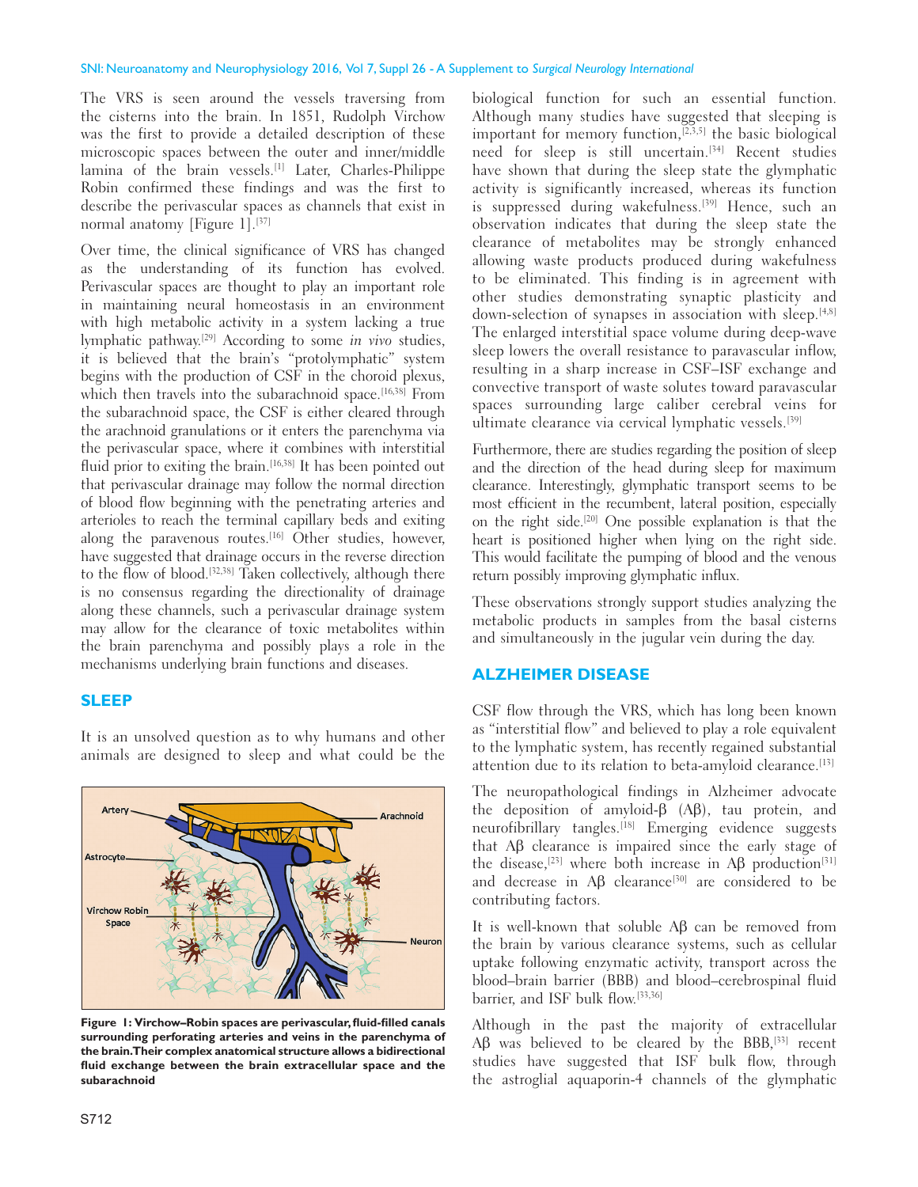The VRS is seen around the vessels traversing from the cisterns into the brain. In 1851, Rudolph Virchow was the first to provide a detailed description of these microscopic spaces between the outer and inner/middle lamina of the brain vessels.[1] Later, Charles-Philippe Robin confirmed these findings and was the first to describe the perivascular spaces as channels that exist in normal anatomy [Figure 1].[37]

Over time, the clinical significance of VRS has changed as the understanding of its function has evolved. Perivascular spaces are thought to play an important role in maintaining neural homeostasis in an environment with high metabolic activity in a system lacking a true lymphatic pathway.[29] According to some *in vivo* studies, it is believed that the brain's "protolymphatic" system begins with the production of CSF in the choroid plexus, which then travels into the subarachnoid space.[16,38] From the subarachnoid space, the CSF is either cleared through the arachnoid granulations or it enters the parenchyma via the perivascular space, where it combines with interstitial fluid prior to exiting the brain.[16,38] It has been pointed out that perivascular drainage may follow the normal direction of blood flow beginning with the penetrating arteries and arterioles to reach the terminal capillary beds and exiting along the paravenous routes.[16] Other studies, however, have suggested that drainage occurs in the reverse direction to the flow of blood.[32,38] Taken collectively, although there is no consensus regarding the directionality of drainage along these channels, such a perivascular drainage system may allow for the clearance of toxic metabolites within the brain parenchyma and possibly plays a role in the mechanisms underlying brain functions and diseases.

## SLEEP

It is an unsolved question as to why humans and other animals are designed to sleep and what could be the biological function for such an essential function. Although many studies have suggested that sleeping is important for memory function,[2,3,5] the basic biological need for sleep is still uncertain.[34] Recent studies have shown that during the sleep state the glymphatic activity is significantly increased, whereas its function is suppressed during wakefulness.[39] Hence, such an observation indicates that during the sleep state the clearance of metabolites may be strongly enhanced allowing waste products produced during wakefulness to be eliminated. This finding is in agreement with other studies demonstrating synaptic plasticity and down-selection of synapses in association with sleep.[4,8] The enlarged interstitial space volume during deep-wave sleep lowers the overall resistance to paravascular inflow, resulting in a sharp increase in CSF–ISF exchange and convective transport of waste solutes toward paravascular spaces surrounding large caliber cerebral veins for ultimate clearance via cervical lymphatic vessels.[39]

Furthermore, there are studies regarding the position of sleep and the direction of the head during sleep for maximum clearance. Interestingly, glymphatic transport seems to be most efficient in the recumbent, lateral position, especially on the right side.[20] One possible explanation is that the heart is positioned higher when lying on the right side. This would facilitate the pumping of blood and the venous return possibly improving glymphatic influx.

These observations strongly support studies analyzing the metabolic products in samples from the basal cisterns and simultaneously in the jugular vein during the day.

**Figure 1: Virchow–Robin spaces are perivascular, fluid-filled canals surrounding perforating arteries and veins in the parenchyma of the brain. Their complex anatomical structure allows a bidirectional fluid exchange between the brain extracellular space and the subarachnoid**

## ALZHEIMER DISEASE

CSF flow through the VRS, which has long been known as "interstitial flow" and believed to play a role equivalent to the lymphatic system, has recently regained substantial attention due to its relation to beta-amyloid clearance.[15]

The neuropathological findings in Alzheimer advocate the deposition of amyloid-β (Aβ), tau protein, and neurofibrillary tangles.[18] Emerging evidence suggests that Aβ clearance is impaired since the early stage of the disease,[23] where both increase in Aβ production[31] and decrease in Aβ clearance[30] are considered to be contributing factors.

It is well-known that soluble Aβ can be removed from the brain by various clearance systems, such as cellular uptake following enzymatic activity, transport across the blood–brain barrier (BBB) and blood–cerebrospinal fluid barrier, and ISF bulk flow.[33,36]

Although in the past the majority of extracellular Aβ was believed to be cleared by the BBB,[33] recent studies have suggested that ISF bulk flow, through the astroglial aquaporin-4 channels of the glymphatic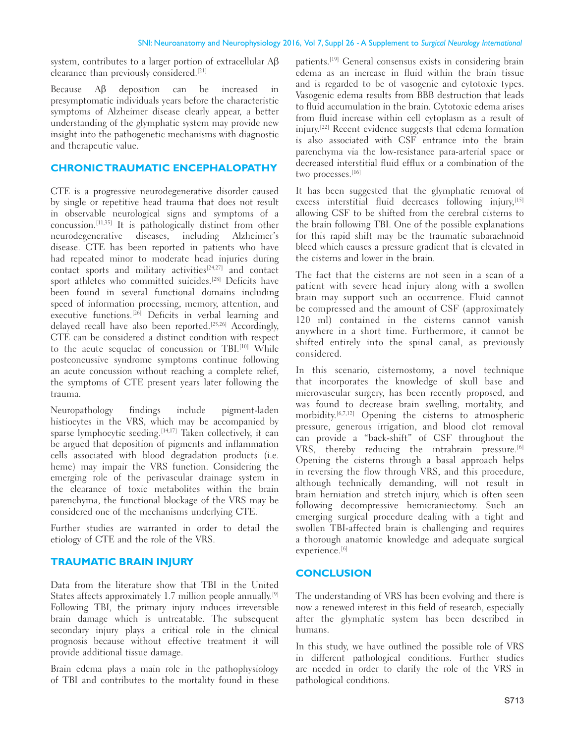system, contributes to a larger portion of extracellular Aβ clearance than previously considered.[21]

Because Aβ deposition can be increased in presymptomatic individuals years before the characteristic symptoms of Alzheimer disease clearly appear, a better understanding of the glymphatic system may provide new insight into the pathogenetic mechanisms with diagnostic and therapeutic value.

## CHRONIC TRAUMATIC ENCEPHALOPATHY

CTE is a progressive neurodegenerative disorder caused by single or repetitive head trauma that does not result in observable neurological signs and symptoms of a concussion.[11,35] It is pathologically distinct from other neurodegenerative diseases, including Alzheimer's disease. CTE has been reported in patients who have had repeated minor to moderate head injuries during contact sports and military activities[24,27] and contact sport athletes who committed suicides.[28] Deficits have been found in several functional domains including speed of information processing, memory, attention, and executive functions.[26] Deficits in verbal learning and delayed recall have also been reported.[25,26] Accordingly, CTE can be considered a distinct condition with respect to the acute sequelae of concussion or TBI.[10] While postconcussive syndrome symptoms continue following an acute concussion without reaching a complete relief, the symptoms of CTE present years later following the trauma.

Neuropathology findings include pigment-laden histiocytes in the VRS, which may be accompanied by sparse lymphocytic seeding.[14,17] Taken collectively, it can be argued that deposition of pigments and inflammation cells associated with blood degradation products (i.e. heme) may impair the VRS function. Considering the emerging role of the perivascular drainage system in the clearance of toxic metabolites within the brain parenchyma, the functional blockage of the VRS may be considered one of the mechanisms underlying CTE.

Further studies are warranted in order to detail the etiology of CTE and the role of the VRS.

## TRAUMATIC BRAIN INJURY

Data from the literature show that TBI in the United States affects approximately 1.7 million people annually.[9] Following TBI, the primary injury induces irreversible brain damage which is untreatable. The subsequent secondary injury plays a critical role in the clinical prognosis because without effective treatment it will provide additional tissue damage.

Brain edema plays a main role in the pathophysiology of TBI and contributes to the mortality found in these patients.[19] General consensus exists in considering brain edema as an increase in fluid within the brain tissue and is regarded to be of vasogenic and cytotoxic types. Vasogenic edema results from BBB destruction that leads to fluid accumulation in the brain. Cytotoxic edema arises from fluid increase within cell cytoplasm as a result of injury.[22] Recent evidence suggests that edema formation is also associated with CSF entrance into the brain parenchyma via the low-resistance para-arterial space or decreased interstitial fluid efflux or a combination of the two processes.[16]

It has been suggested that the glymphatic removal of excess interstitial fluid decreases following injury,[15] allowing CSF to be shifted from the cerebral cisterns to the brain following TBI. One of the possible explanations for this rapid shift may be the traumatic subarachnoid bleed which causes a pressure gradient that is elevated in the cisterns and lower in the brain.

The fact that the cisterns are not seen in a scan of a patient with severe head injury along with a swollen brain may support such an occurrence. Fluid cannot be compressed and the amount of CSF (approximately 120 ml) contained in the cisterns cannot vanish anywhere in a short time. Furthermore, it cannot be shifted entirely into the spinal canal, as previously considered.

In this scenario, cisternostomy, a novel technique that incorporates the knowledge of skull base and microvascular surgery, has been recently proposed, and was found to decrease brain swelling, mortality, and morbidity.[6,7,12] Opening the cisterns to atmospheric pressure, generous irrigation, and blood clot removal can provide a "back-shift" of CSF throughout the VRS, thereby reducing the intrabrain pressure.[6] Opening the cisterns through a basal approach helps in reversing the flow through VRS, and this procedure, although technically demanding, will not result in brain herniation and stretch injury, which is often seen following decompressive hemicraniectomy. Such an emerging surgical procedure dealing with a tight and swollen TBI-affected brain is challenging and requires a thorough anatomic knowledge and adequate surgical experience.[6]

## CONCLUSION

The understanding of VRS has been evolving and there is now a renewed interest in this field of research, especially after the glymphatic system has been described in humans.

In this study, we have outlined the possible role of VRS in different pathological conditions. Further studies are needed in order to clarify the role of the VRS in pathological conditions.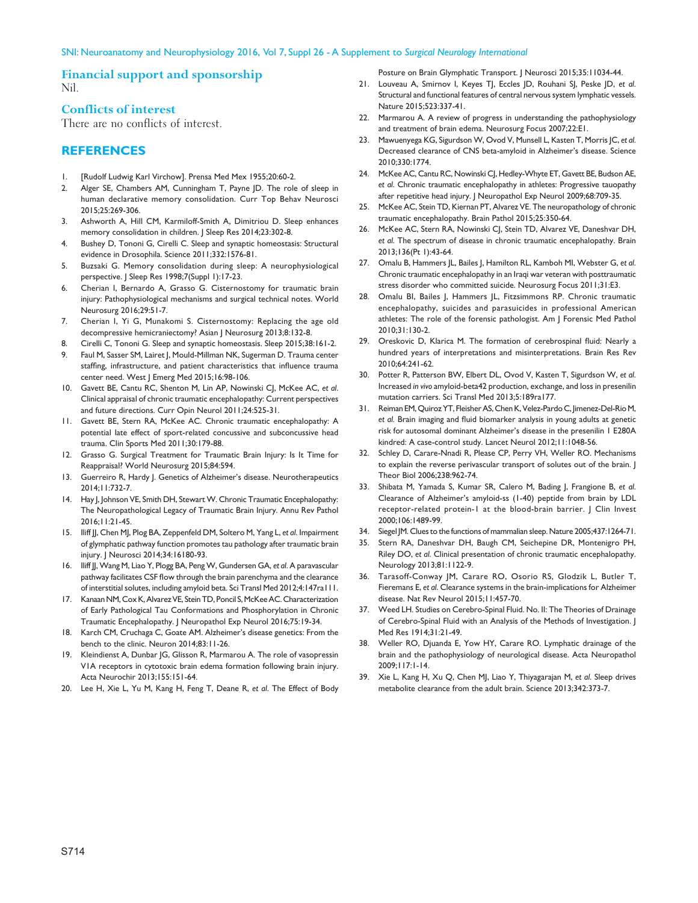## Financial support and sponsorship

Nil.

## Conflicts of interest

There are no conflicts of interest.

## REFERENCES

1. [Rudolf Ludwig Karl Virchow]. Prensa Med Mex 1955;20:60-2.
2. Alger SE, Chambers AM, Cunningham T, Payne JD. The role of sleep in human declarative memory consolidation. Curr Top Behav Neurosci 2015;25:269-306.
3. Ashworth A, Hill CM, Karmiloff-Smith A, Dimitriou D. Sleep enhances memory consolidation in children. J Sleep Res 2014;23:302-8.
4. Bushey D, Tononi G, Cirelli C. Sleep and synaptic homeostasis: Structural evidence in Drosophila. Science 2011;332:1576-81.
5. Buzsaki G. Memory consolidation during sleep: A neurophysiological perspective. J Sleep Res 1998;7(Suppl 1):17-23.
6. Cherian I, Bernardo A, Grasso G. Cisternostomy for traumatic brain injury: Pathophysiological mechanisms and surgical technical notes. World Neurosurg 2016;29:51-7.
7. Cherian I, Yi G, Munakomi S. Cisternostomy: Replacing the age old decompressive hemicraniectomy? Asian J Neurosurg 2013;8:132-8.
8. Cirelli C, Tononi G. Sleep and synaptic homeostasis. Sleep 2015;38:161-2.
9. Faul M, Sasser SM, Lairet J, Mould-Millman NK, Sugerman D. Trauma center staffing, infrastructure, and patient characteristics that influence trauma center need. West J Emerg Med 2015;16:98-106.
10. Gavett BE, Cantu RC, Shenton M, Lin AP, Nowinski CJ, McKee AC, *et al*. Clinical appraisal of chronic traumatic encephalopathy: Current perspectives and future directions. Curr Opin Neurol 2011;24:525-31.
11. Gavett BE, Stern RA, McKee AC. Chronic traumatic encephalopathy: A potential late effect of sport-related concussive and subconcussive head trauma. Clin Sports Med 2011;30:179-88.
12. Grasso G. Surgical Treatment for Traumatic Brain Injury: Is It Time for Reappraisal? World Neurosurg 2015;84:594.
13. Guerreiro R, Hardy J. Genetics of Alzheimer's disease. Neurotherapeutics 2014;11:732-7.
14. Hay J, Johnson VE, Smith DH, Stewart W. Chronic Traumatic Encephalopathy: The Neuropathological Legacy of Traumatic Brain Injury. Annu Rev Pathol 2016;11:21-45.
15. Iliff JJ, Chen MJ, Plog BA, Zeppenfeld DM, Soltero M, Yang L, *et al*. Impairment of glymphatic pathway function promotes tau pathology after traumatic brain injury. J Neurosci 2014;34:16180-93.
16. Iliff JJ, Wang M, Liao Y, Plogg BA, Peng W, Gundersen GA, *et al*. A paravascular pathway facilitates CSF flow through the brain parenchyma and the clearance of interstitial solutes, including amyloid beta. Sci Transl Med 2012;4:147ra111.
17. Kanaan NM, Cox K, Alvarez VE, Stein TD, Poncil S, McKee AC. Characterization of Early Pathological Tau Conformations and Phosphorylation in Chronic Traumatic Encephalopathy. J Neuropathol Exp Neurol 2016;75:19-34.
18. Karch CM, Cruchaga C, Goate AM. Alzheimer's disease genetics: From the bench to the clinic. Neuron 2014;83:11-26.
19. Kleindienst A, Dunbar JG, Glisson R, Marmarou A. The role of vasopressin V1A receptors in cytotoxic brain edema formation following brain injury. Acta Neurochir 2013;155:151-64.
20. Lee H, Xie L, Yu M, Kang H, Feng T, Deane R, *et al*. The Effect of Body Posture on Brain Glymphatic Transport. J Neurosci 2015;35:11034-44.
21. Louveau A, Smirnov I, Keyes TJ, Eccles JD, Rouhani SJ, Peske JD, *et al*. Structural and functional features of central nervous system lymphatic vessels. Nature 2015;523:337-41.
22. Marmarou A. A review of progress in understanding the pathophysiology and treatment of brain edema. Neurosurg Focus 2007;22:E1.
23. Mawuenyega KG, Sigurdson W, Ovod V, Munsell L, Kasten T, Morris JC, *et al*. Decreased clearance of CNS beta-amyloid in Alzheimer's disease. Science 2010;330:1774.
24. McKee AC, Cantu RC, Nowinski CJ, Hedley-Whyte ET, Gavett BE, Budson AE, *et al*. Chronic traumatic encephalopathy in athletes: Progressive tauopathy after repetitive head injury. J Neuropathol Exp Neurol 2009;68:709-35.
25. McKee AC, Stein TD, Kiernan PT, Alvarez VE. The neuropathology of chronic traumatic encephalopathy. Brain Pathol 2015;25:350-64.
26. McKee AC, Stern RA, Nowinski CJ, Stein TD, Alvarez VE, Daneshvar DH, *et al*. The spectrum of disease in chronic traumatic encephalopathy. Brain 2013;136(Pt 1):43-64.
27. Omalu B, Hammers JL, Bailes J, Hamilton RL, Kamboh MI, Webster G, *et al*. Chronic traumatic encephalopathy in an Iraqi war veteran with posttraumatic stress disorder who committed suicide. Neurosurg Focus 2011;31:E3.
28. Omalu BI, Bailes J, Hammers JL, Fitzsimmons RP. Chronic traumatic encephalopathy, suicides and parasuicides in professional American athletes: The role of the forensic pathologist. Am J Forensic Med Pathol 2010;31:130-2.
29. Oreskovic D, Klarica M. The formation of cerebrospinal fluid: Nearly a hundred years of interpretations and misinterpretations. Brain Res Rev 2010;64:241-62.
30. Potter R, Patterson BW, Elbert DL, Ovod V, Kasten T, Sigurdson W, *et al*. Increased *in vivo* amyloid-beta42 production, exchange, and loss in presenilin mutation carriers. Sci Transl Med 2013;5:189ra177.
31. Reiman EM, Quiroz YT, Fleisher AS, Chen K, Velez-Pardo C, Jimenez-Del-Rio M, *et al*. Brain imaging and fluid biomarker analysis in young adults at genetic risk for autosomal dominant Alzheimer's disease in the presenilin 1 E280A kindred: A case-control study. Lancet Neurol 2012;11:1048-56.
32. Schley D, Carare-Nnadi R, Please CP, Perry VH, Weller RO. Mechanisms to explain the reverse perivascular transport of solutes out of the brain. J Theor Biol 2006;238:962-74.
33. Shibata M, Yamada S, Kumar SR, Calero M, Bading J, Frangione B, *et al*. Clearance of Alzheimer's amyloid-ss (1-40) peptide from brain by LDL receptor-related protein-1 at the blood-brain barrier. J Clin Invest 2000;106:1489-99.
34. Siegel JM. Clues to the functions of mammalian sleep. Nature 2005;437:1264-71.
35. Stern RA, Daneshvar DH, Baugh CM, Seichepine DR, Montenigro PH, Riley DO, *et al*. Clinical presentation of chronic traumatic encephalopathy. Neurology 2013;81:1122-9.
36. Tarasoff-Conway JM, Carare RO, Osorio RS, Glodzik L, Butler T, Fieremans E, *et al*. Clearance systems in the brain-implications for Alzheimer disease. Nat Rev Neurol 2015;11:457-70.
37. Weed LH. Studies on Cerebro-Spinal Fluid. No. II: The Theories of Drainage of Cerebro-Spinal Fluid with an Analysis of the Methods of Investigation. J Med Res 1914;31:21-49.
38. Weller RO, Djuanda E, Yow HY, Carare RO. Lymphatic drainage of the brain and the pathophysiology of neurological disease. Acta Neuropathol 2009;117:1-14.
39. Xie L, Kang H, Xu Q, Chen MJ, Liao Y, Thiyagarajan M, *et al*. Sleep drives metabolite clearance from the adult brain. Science 2013;342:373-7.